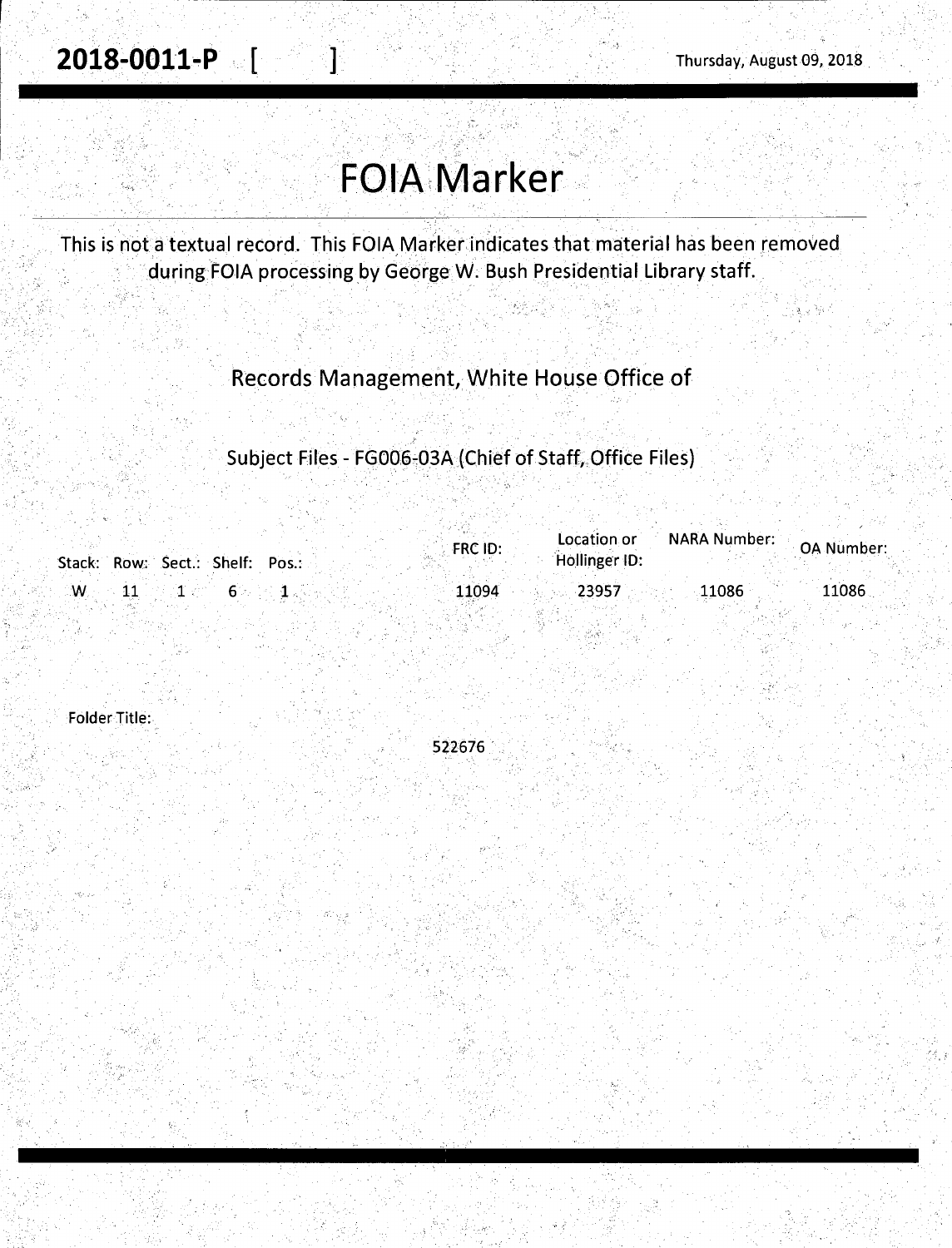**2018-0011-P** [ ] Thursday, August 09, 2018

# FOIA Marker

This is not a textual record. This FOIA Marker indicates that material has been removed during FOIA processing by George W. Bush Presidential Library staff.

## Records Management, White House Office of

### Subject Files - FG006-03A (Chief of Staff, Office Files)

| Stack: | Row: | Sect.: | Shelf: | Pos.: | FRC ID: | Location or Hollinger ID: | NARA Number: | OA Number: |
|---|---|---|---|---|---|---|---|---|
| W | 11 | 1 | 6 | 1 | 11094 | 23957 | 11086 | 11086 |

Folder Title:

522676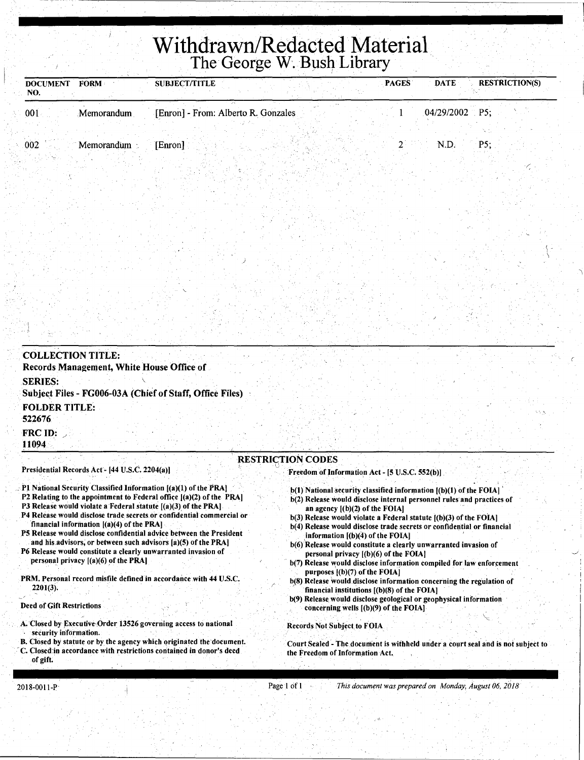# Withdrawn/Redacted Material

## The George W. Bush Library

| DOCUMENT NO. | FORM | SUBJECT/TITLE | PAGES | DATE | RESTRICTION(S) |
|---|---|---|---|---|---|
| 001 | Memorandum | [Enron] - From: Alberto R. Gonzales | 1 | 04/29/2002 | P5; |
| 002 | Memorandum | [Enron] | 2 | N.D. | P5; |

**COLLECTION TITLE:**
Records Management, White House Office of

**SERIES:**
Subject Files - FG006-03A (Chief of Staff, Office Files)

**FOLDER TITLE:**
522676

**FRC ID:**
11094

### RESTRICTION CODES

**Presidential Records Act - [44 U.S.C. 2204(a)]**

- P1 National Security Classified Information [(a)(1) of the PRA]
- P2 Relating to the appointment to Federal office [(a)(2) of the PRA]
- P3 Release would violate a Federal statute [(a)(3) of the PRA]
- P4 Release would disclose trade secrets or confidential commercial or financial information [(a)(4) of the PRA]
- P5 Release would disclose confidential advice between the President and his advisors, or between such advisors [a)(5) of the PRA]
- P6 Release would constitute a clearly unwarranted invasion of personal privacy [(a)(6) of the PRA]

PRM. Personal record misfile defined in accordance with 44 U.S.C. 2201(3).

**Deed of Gift Restrictions**

- A. Closed by Executive Order 13526 governing access to national security information.
- B. Closed by statute or by the agency which originated the document.
- C. Closed in accordance with restrictions contained in donor's deed of gift.

**Freedom of Information Act - [5 U.S.C. 552(b)]**

- b(1) National security classified information [(b)(1) of the FOIA]
- b(2) Release would disclose internal personnel rules and practices of an agency [(b)(2) of the FOIA]
- b(3) Release would violate a Federal statute [(b)(3) of the FOIA]
- b(4) Release would disclose trade secrets or confidential or financial information [(b)(4) of the FOIA]
- b(6) Release would constitute a clearly unwarranted invasion of personal privacy [(b)(6) of the FOIA]
- b(7) Release would disclose information compiled for law enforcement purposes [(b)(7) of the FOIA]
- b(8) Release would disclose information concerning the regulation of financial institutions [(b)(8) of the FOIA]
- b(9) Release would disclose geological or geophysical information concerning wells [(b)(9) of the FOIA]

Records Not Subject to FOIA

Court Sealed - The document is withheld under a court seal and is not subject to the Freedom of Information Act.

2018-0011-P

*This document was prepared on Monday, August 06, 2018*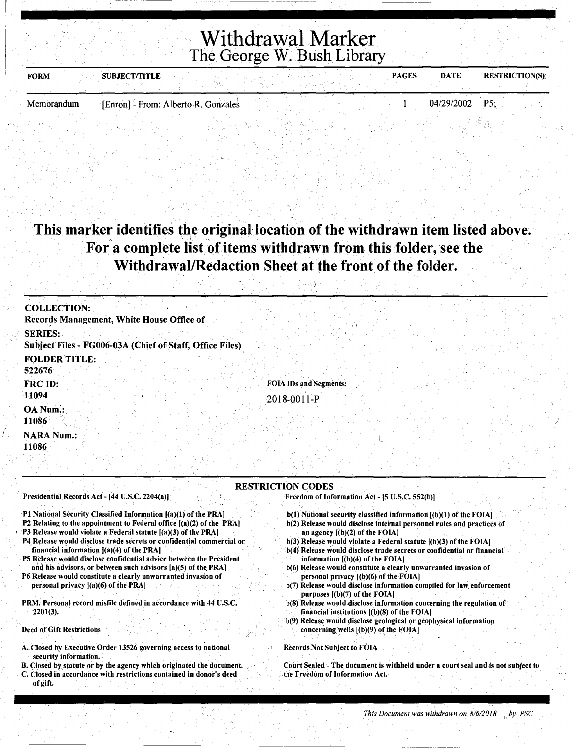# Withdrawal Marker
## The George W. Bush Library

| FORM | SUBJECT/TITLE | PAGES | DATE | RESTRICTION(S) |
|---|---|---|---|---|
| Memorandum | [Enron] - From: Alberto R. Gonzales | 1 | 04/29/2002 | P5; |

**This marker identifies the original location of the withdrawn item listed above. For a complete list of items withdrawn from this folder, see the Withdrawal/Redaction Sheet at the front of the folder.**

**COLLECTION:**
Records Management, White House Office of

**SERIES:**
Subject Files - FG006-03A (Chief of Staff, Office Files)

**FOLDER TITLE:**
522676

**FRC ID:**
11094

**FOIA IDs and Segments:**
2018-0011-P

**OA Num.:**
11086

**NARA Num.:**
11086

### RESTRICTION CODES

Presidential Records Act - [44 U.S.C. 2204(a)]

- P1 National Security Classified Information [(a)(1) of the PRA]
- P2 Relating to the appointment to Federal office [(a)(2) of the PRA]
- P3 Release would violate a Federal statute [(a)(3) of the PRA]
- P4 Release would disclose trade secrets or confidential commercial or financial information [(a)(4) of the PRA]
- P5 Release would disclose confidential advice between the President and his advisors, or between such advisors [a)(5) of the PRA]
- P6 Release would constitute a clearly unwarranted invasion of personal privacy [(a)(6) of the PRA]

PRM. Personal record misfile defined in accordance with 44 U.S.C. 2201(3).

Deed of Gift Restrictions

- A. Closed by Executive Order 13526 governing access to national security information.
- B. Closed by statute or by the agency which originated the document.
- C. Closed in accordance with restrictions contained in donor's deed of gift.

Freedom of Information Act - [5 U.S.C. 552(b)]

- b(1) National security classified information [(b)(1) of the FOIA]
- b(2) Release would disclose internal personnel rules and practices of an agency [(b)(2) of the FOIA]
- b(3) Release would violate a Federal statute [(b)(3) of the FOIA]
- b(4) Release would disclose trade secrets or confidential or financial information [(b)(4) of the FOIA]
- b(6) Release would constitute a clearly unwarranted invasion of personal privacy [(b)(6) of the FOIA]
- b(7) Release would disclose information compiled for law enforcement purposes [(b)(7) of the FOIA]
- b(8) Release would disclose information concerning the regulation of financial institutions [(b)(8) of the FOIA]
- b(9) Release would disclose geological or geophysical information concerning wells [(b)(9) of the FOIA]

Records Not Subject to FOIA

Court Sealed - The document is withheld under a court seal and is not subject to the Freedom of Information Act.

*This Document was withdrawn on 8/6/2018 by PSC*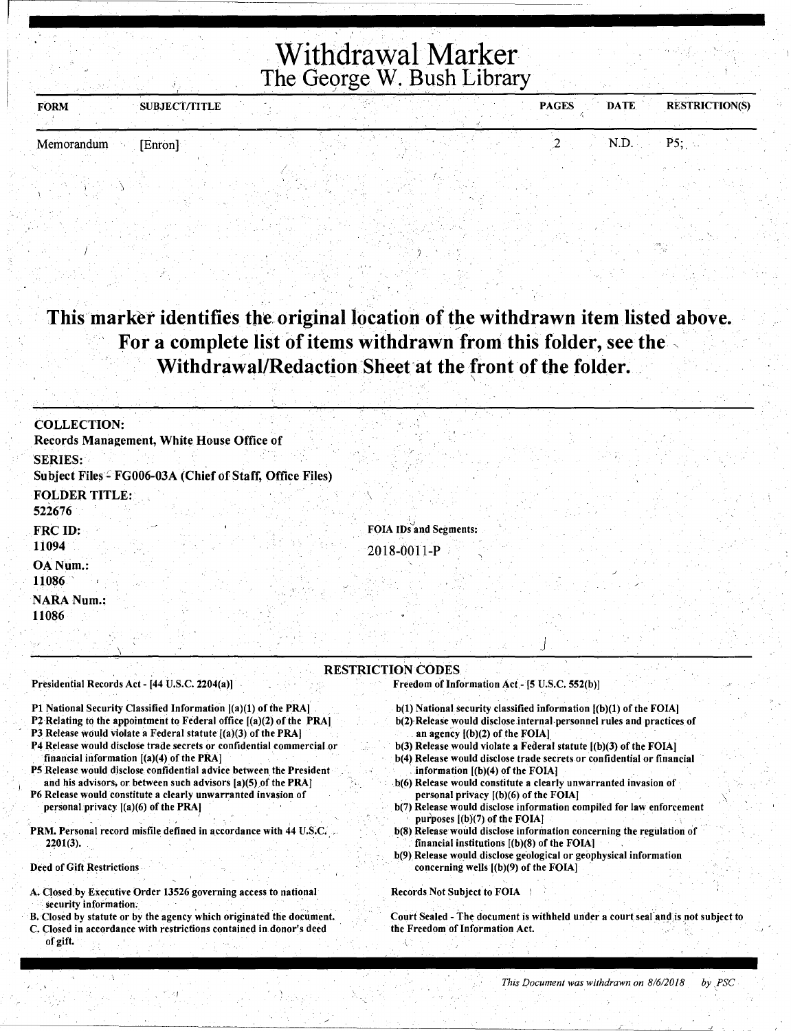# Withdrawal Marker
## The George W. Bush Library

| FORM | SUBJECT/TITLE | PAGES | DATE | RESTRICTION(S) |
|---|---|---|---|---|
| Memorandum | [Enron] | 2 | N.D. | P5; |

**This marker identifies the original location of the withdrawn item listed above. For a complete list of items withdrawn from this folder, see the Withdrawal/Redaction Sheet at the front of the folder.**

**COLLECTION:**
Records Management, White House Office of

**SERIES:**
Subject Files - FG006-03A (Chief of Staff, Office Files)

**FOLDER TITLE:**
522676

**FRC ID:**
11094

**OA Num.:**
11086

**NARA Num.:**
11086

**FOIA IDs and Segments:**
2018-0011-P

### RESTRICTION CODES

**Presidential Records Act - [44 U.S.C. 2204(a)]**

P1 National Security Classified Information [(a)(1) of the PRA]
P2 Relating to the appointment to Federal office [(a)(2) of the PRA]
P3 Release would violate a Federal statute [(a)(3) of the PRA]
P4 Release would disclose trade secrets or confidential commercial or financial information [(a)(4) of the PRA]
P5 Release would disclose confidential advice between the President and his advisors, or between such advisors [a)(5) of the PRA]
P6 Release would constitute a clearly unwarranted invasion of personal privacy [(a)(6) of the PRA]

PRM. Personal record misfile defined in accordance with 44 U.S.C. 2201(3).

Deed of Gift Restrictions

A. Closed by Executive Order 13526 governing access to national security information.
B. Closed by statute or by the agency which originated the document.
C. Closed in accordance with restrictions contained in donor's deed of gift.

**Freedom of Information Act - [5 U.S.C. 552(b)]**

b(1) National security classified information [(b)(1) of the FOIA]
b(2) Release would disclose internal personnel rules and practices of an agency [(b)(2) of the FOIA]
b(3) Release would violate a Federal statute [(b)(3) of the FOIA]
b(4) Release would disclose trade secrets or confidential or financial information [(b)(4) of the FOIA]
b(6) Release would constitute a clearly unwarranted invasion of personal privacy [(b)(6) of the FOIA]
b(7) Release would disclose information compiled for law enforcement purposes [(b)(7) of the FOIA]
b(8) Release would disclose information concerning the regulation of financial institutions [(b)(8) of the FOIA]
b(9) Release would disclose geological or geophysical information concerning wells [(b)(9) of the FOIA]

Records Not Subject to FOIA

Court Sealed - The document is withheld under a court seal and is not subject to the Freedom of Information Act.

*This Document was withdrawn on 8/6/2018 by PSC*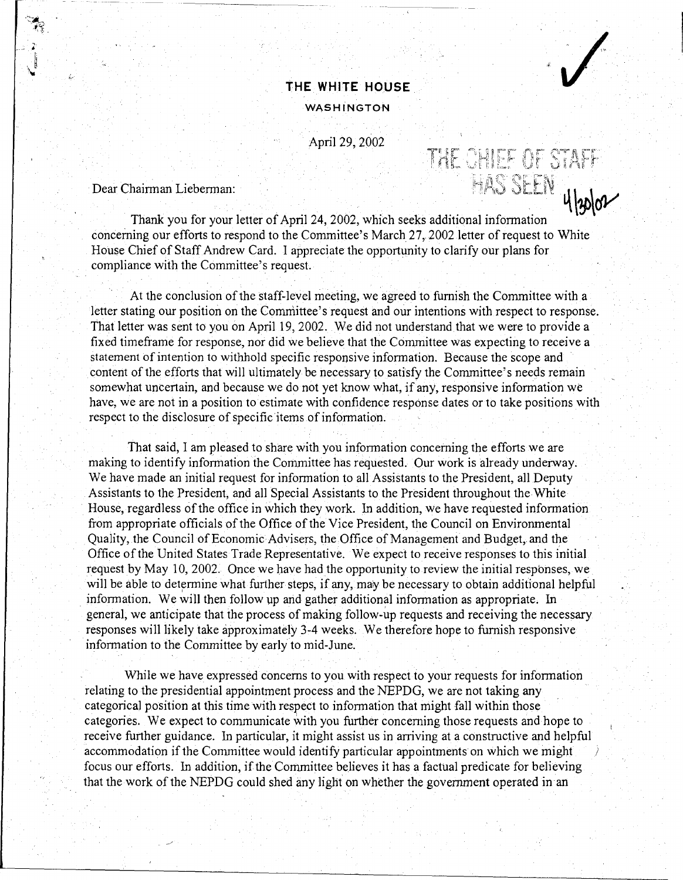**THE WHITE HOUSE**

**WASHINGTON**

April 29, 2002

THE CHIEF OF STAFF HAS SEEN 4/30/02

Dear Chairman Lieberman:

Thank you for your letter of April 24, 2002, which seeks additional information concerning our efforts to respond to the Committee's March 27, 2002 letter of request to White House Chief of Staff Andrew Card. I appreciate the opportunity to clarify our plans for compliance with the Committee's request.

At the conclusion of the staff-level meeting, we agreed to furnish the Committee with a letter stating our position on the Committee's request and our intentions with respect to response. That letter was sent to you on April 19, 2002. We did not understand that we were to provide a fixed timeframe for response, nor did we believe that the Committee was expecting to receive a statement of intention to withhold specific responsive information. Because the scope and content of the efforts that will ultimately be necessary to satisfy the Committee's needs remain somewhat uncertain, and because we do not yet know what, if any, responsive information we have, we are not in a position to estimate with confidence response dates or to take positions with respect to the disclosure of specific items of information.

That said, I am pleased to share with you information concerning the efforts we are making to identify information the Committee has requested. Our work is already underway. We have made an initial request for information to all Assistants to the President, all Deputy Assistants to the President, and all Special Assistants to the President throughout the White House, regardless of the office in which they work. In addition, we have requested information from appropriate officials of the Office of the Vice President, the Council on Environmental Quality, the Council of Economic Advisers, the Office of Management and Budget, and the Office of the United States Trade Representative. We expect to receive responses to this initial request by May 10, 2002. Once we have had the opportunity to review the initial responses, we will be able to determine what further steps, if any, may be necessary to obtain additional helpful information. We will then follow up and gather additional information as appropriate. In general, we anticipate that the process of making follow-up requests and receiving the necessary responses will likely take approximately 3-4 weeks. We therefore hope to furnish responsive information to the Committee by early to mid-June.

While we have expressed concerns to you with respect to your requests for information relating to the presidential appointment process and the NEPDG, we are not taking any categorical position at this time with respect to information that might fall within those categories. We expect to communicate with you further concerning those requests and hope to receive further guidance. In particular, it might assist us in arriving at a constructive and helpful accommodation if the Committee would identify particular appointments on which we might focus our efforts. In addition, if the Committee believes it has a factual predicate for believing that the work of the NEPDG could shed any light on whether the government operated in an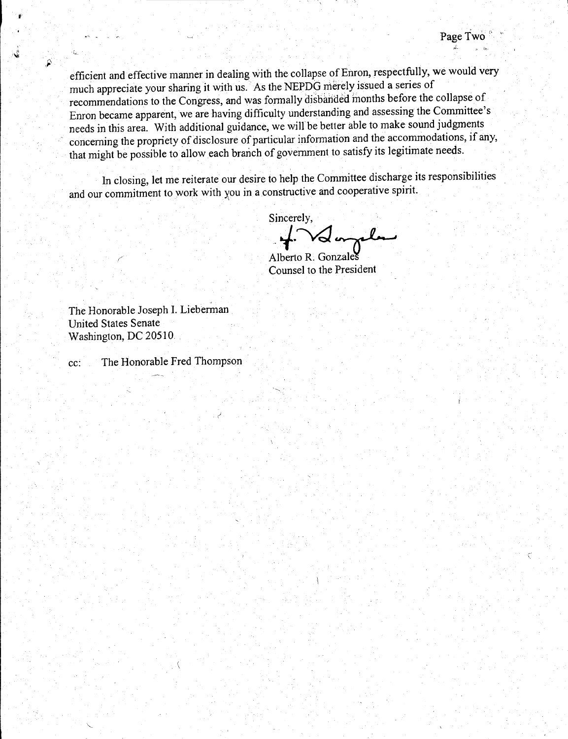efficient and effective manner in dealing with the collapse of Enron, respectfully, we would very much appreciate your sharing it with us. As the NEPDG merely issued a series of recommendations to the Congress, and was formally disbanded months before the collapse of Enron became apparent, we are having difficulty understanding and assessing the Committee's needs in this area. With additional guidance, we will be better able to make sound judgments concerning the propriety of disclosure of particular information and the accommodations, if any, that might be possible to allow each branch of government to satisfy its legitimate needs.

In closing, let me reiterate our desire to help the Committee discharge its responsibilities and our commitment to work with you in a constructive and cooperative spirit.

Sincerely,

Alberto R. Gonzales
Counsel to the President

The Honorable Joseph I. Lieberman
United States Senate
Washington, DC 20510

cc: The Honorable Fred Thompson